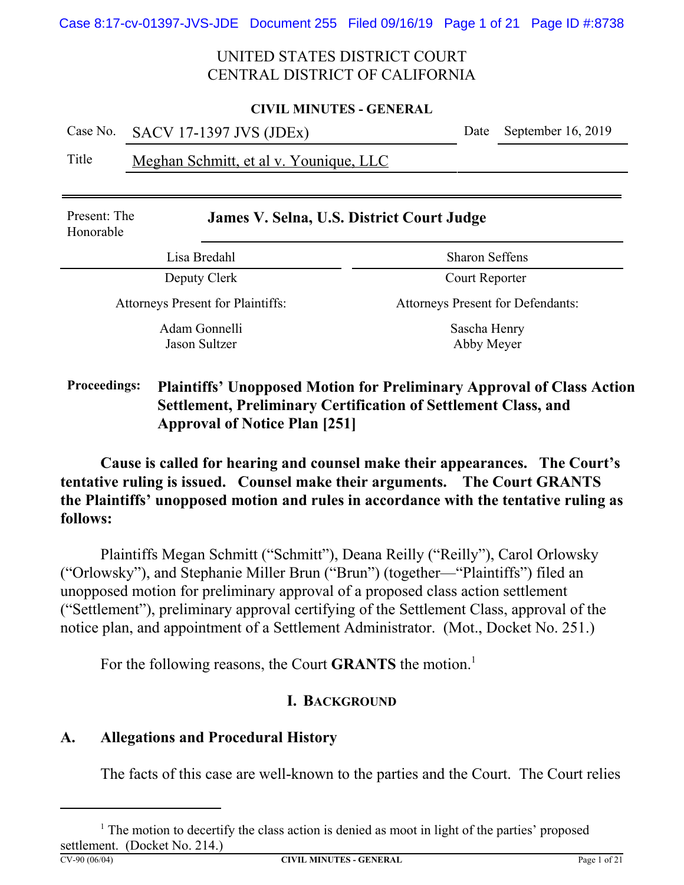UNITED STATES DISTRICT COURT
CENTRAL DISTRICT OF CALIFORNIA

**CIVIL MINUTES - GENERAL**

| | | | |
|---|---|---|---|
| Case No. | SACV 17-1397 JVS (JDEx) | Date | September 16, 2019 |
| Title | Meghan Schmitt, et al v. Younique, LLC | | |

| | |
|---|---|
| Present: The Honorable | **James V. Selna, U.S. District Court Judge** |
| Lisa Bredahl | Sharon Seffens |
| Deputy Clerk | Court Reporter |
| Attorneys Present for Plaintiffs: | Attorneys Present for Defendants: |
| Adam Gonnelli<br>Jason Sultzer | Sascha Henry<br>Abby Meyer |

**Proceedings:** **Plaintiffs' Unopposed Motion for Preliminary Approval of Class Action Settlement, Preliminary Certification of Settlement Class, and Approval of Notice Plan [251]**

**Cause is called for hearing and counsel make their appearances. The Court's tentative ruling is issued. Counsel make their arguments. The Court GRANTS the Plaintiffs' unopposed motion and rules in accordance with the tentative ruling as follows:**

Plaintiffs Megan Schmitt ("Schmitt"), Deana Reilly ("Reilly"), Carol Orlowsky ("Orlowsky"), and Stephanie Miller Brun ("Brun") (together—"Plaintiffs") filed an unopposed motion for preliminary approval of a proposed class action settlement ("Settlement"), preliminary approval certifying of the Settlement Class, approval of the notice plan, and appointment of a Settlement Administrator. (Mot., Docket No. 251.)

For the following reasons, the Court **GRANTS** the motion.[1]

## I. BACKGROUND

### A. Allegations and Procedural History

The facts of this case are well-known to the parties and the Court. The Court relies

---

[1] The motion to decertify the class action is denied as moot in light of the parties' proposed settlement. (Docket No. 214.)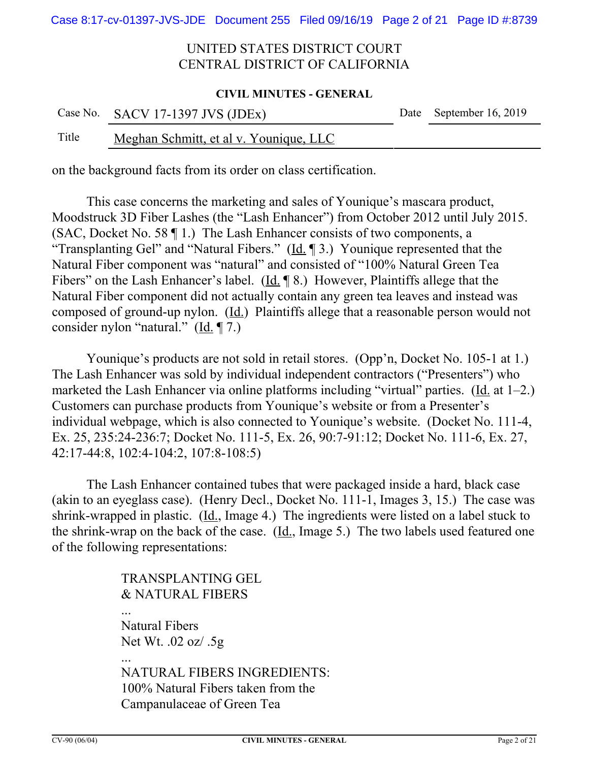on the background facts from its order on class certification.

This case concerns the marketing and sales of Younique's mascara product, Moodstruck 3D Fiber Lashes (the "Lash Enhancer") from October 2012 until July 2015. (SAC, Docket No. 58 ¶ 1.) The Lash Enhancer consists of two components, a "Transplanting Gel" and "Natural Fibers." (Id. ¶ 3.) Younique represented that the Natural Fiber component was "natural" and consisted of "100% Natural Green Tea Fibers" on the Lash Enhancer's label. (Id. ¶ 8.) However, Plaintiffs allege that the Natural Fiber component did not actually contain any green tea leaves and instead was composed of ground-up nylon. (Id.) Plaintiffs allege that a reasonable person would not consider nylon "natural." (Id. ¶ 7.)

Younique's products are not sold in retail stores. (Opp'n, Docket No. 105-1 at 1.) The Lash Enhancer was sold by individual independent contractors ("Presenters") who marketed the Lash Enhancer via online platforms including "virtual" parties. (Id. at 1–2.) Customers can purchase products from Younique's website or from a Presenter's individual webpage, which is also connected to Younique's website. (Docket No. 111-4, Ex. 25, 235:24-236:7; Docket No. 111-5, Ex. 26, 90:7-91:12; Docket No. 111-6, Ex. 27, 42:17-44:8, 102:4-104:2, 107:8-108:5)

The Lash Enhancer contained tubes that were packaged inside a hard, black case (akin to an eyeglass case). (Henry Decl., Docket No. 111-1, Images 3, 15.) The case was shrink-wrapped in plastic. (Id., Image 4.) The ingredients were listed on a label stuck to the shrink-wrap on the back of the case. (Id., Image 5.) The two labels used featured one of the following representations:

> TRANSPLANTING GEL
> & NATURAL FIBERS
> ...
> Natural Fibers
> Net Wt. .02 oz/ .5g
> ...
> NATURAL FIBERS INGREDIENTS:
> 100% Natural Fibers taken from the
> Campanulaceae of Green Tea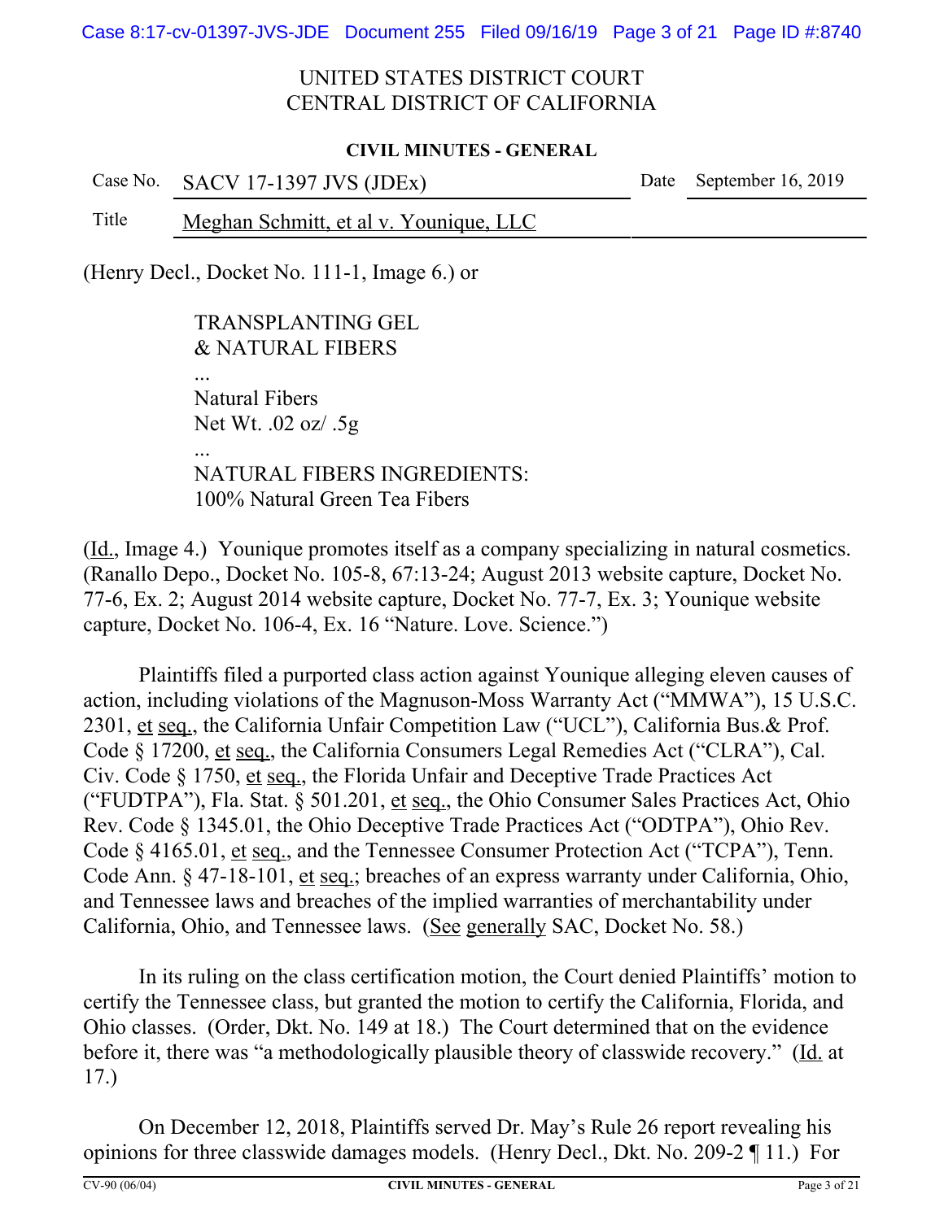(Henry Decl., Docket No. 111-1, Image 6.) or

> TRANSPLANTING GEL
> & NATURAL FIBERS
>
> ...
>
> Natural Fibers
> Net Wt. .02 oz/ .5g
>
> ...
>
> NATURAL FIBERS INGREDIENTS:
> 100% Natural Green Tea Fibers

(Id., Image 4.) Younique promotes itself as a company specializing in natural cosmetics. (Ranallo Depo., Docket No. 105-8, 67:13-24; August 2013 website capture, Docket No. 77-6, Ex. 2; August 2014 website capture, Docket No. 77-7, Ex. 3; Younique website capture, Docket No. 106-4, Ex. 16 "Nature. Love. Science.")

Plaintiffs filed a purported class action against Younique alleging eleven causes of action, including violations of the Magnuson-Moss Warranty Act ("MMWA"), 15 U.S.C. 2301, et seq., the California Unfair Competition Law ("UCL"), California Bus.& Prof. Code § 17200, et seq., the California Consumers Legal Remedies Act ("CLRA"), Cal. Civ. Code § 1750, et seq., the Florida Unfair and Deceptive Trade Practices Act ("FUDTPA"), Fla. Stat. § 501.201, et seq., the Ohio Consumer Sales Practices Act, Ohio Rev. Code § 1345.01, the Ohio Deceptive Trade Practices Act ("ODTPA"), Ohio Rev. Code § 4165.01, et seq., and the Tennessee Consumer Protection Act ("TCPA"), Tenn. Code Ann. § 47-18-101, et seq.; breaches of an express warranty under California, Ohio, and Tennessee laws and breaches of the implied warranties of merchantability under California, Ohio, and Tennessee laws. (See generally SAC, Docket No. 58.)

In its ruling on the class certification motion, the Court denied Plaintiffs' motion to certify the Tennessee class, but granted the motion to certify the California, Florida, and Ohio classes. (Order, Dkt. No. 149 at 18.) The Court determined that on the evidence before it, there was "a methodologically plausible theory of classwide recovery." (Id. at 17.)

On December 12, 2018, Plaintiffs served Dr. May's Rule 26 report revealing his opinions for three classwide damages models. (Henry Decl., Dkt. No. 209-2 ¶ 11.) For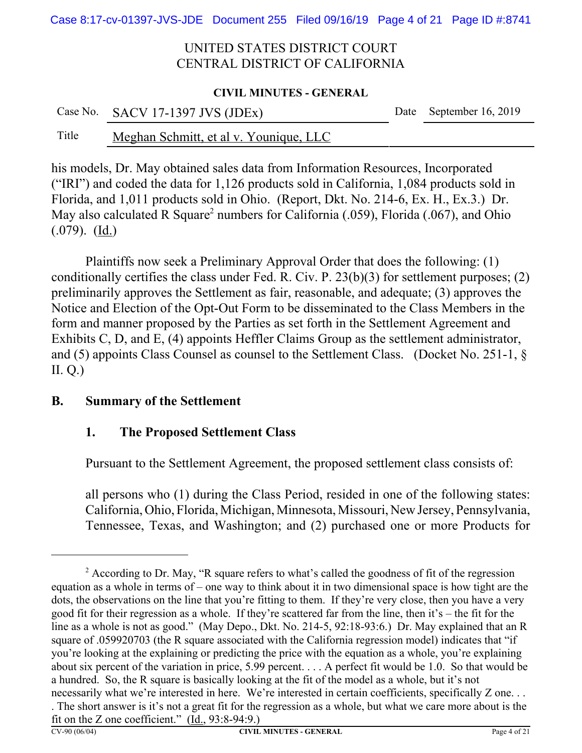his models, Dr. May obtained sales data from Information Resources, Incorporated ("IRI") and coded the data for 1,126 products sold in California, 1,084 products sold in Florida, and 1,011 products sold in Ohio. (Report, Dkt. No. 214-6, Ex. H., Ex.3.) Dr. May also calculated R Square[2] numbers for California (.059), Florida (.067), and Ohio (.079). (Id.)

Plaintiffs now seek a Preliminary Approval Order that does the following: (1) conditionally certifies the class under Fed. R. Civ. P. 23(b)(3) for settlement purposes; (2) preliminarily approves the Settlement as fair, reasonable, and adequate; (3) approves the Notice and Election of the Opt-Out Form to be disseminated to the Class Members in the form and manner proposed by the Parties as set forth in the Settlement Agreement and Exhibits C, D, and E, (4) appoints Heffler Claims Group as the settlement administrator, and (5) appoints Class Counsel as counsel to the Settlement Class. (Docket No. 251-1, § II. Q.)

## B. Summary of the Settlement

### 1. The Proposed Settlement Class

Pursuant to the Settlement Agreement, the proposed settlement class consists of:

> all persons who (1) during the Class Period, resided in one of the following states: California, Ohio, Florida, Michigan, Minnesota, Missouri, New Jersey, Pennsylvania, Tennessee, Texas, and Washington; and (2) purchased one or more Products for

---

[2] According to Dr. May, "R square refers to what's called the goodness of fit of the regression equation as a whole in terms of – one way to think about it in two dimensional space is how tight are the dots, the observations on the line that you're fitting to them. If they're very close, then you have a very good fit for their regression as a whole. If they're scattered far from the line, then it's – the fit for the line as a whole is not as good." (May Depo., Dkt. No. 214-5, 92:18-93:6.) Dr. May explained that an R square of .059920703 (the R square associated with the California regression model) indicates that "if you're looking at the explaining or predicting the price with the equation as a whole, you're explaining about six percent of the variation in price, 5.99 percent. . . . A perfect fit would be 1.0. So that would be a hundred. So, the R square is basically looking at the fit of the model as a whole, but it's not necessarily what we're interested in here. We're interested in certain coefficients, specifically Z one. . . . The short answer is it's not a great fit for the regression as a whole, but what we care more about is the fit on the Z one coefficient." (Id., 93:8-94:9.)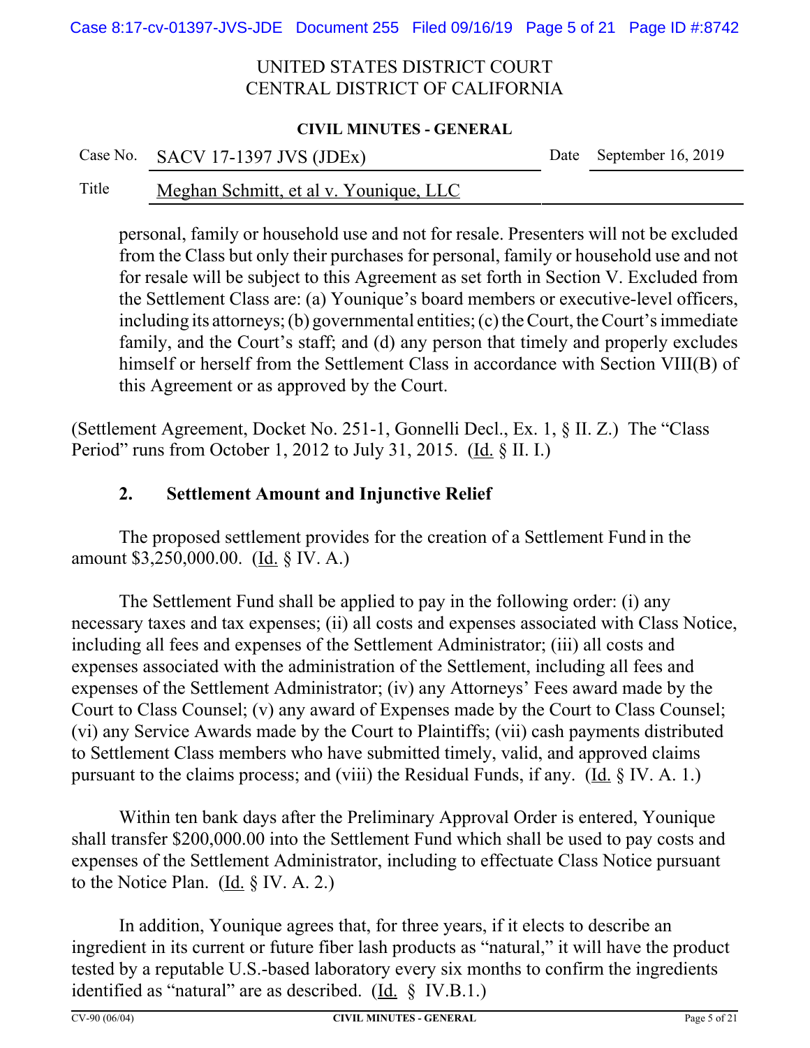personal, family or household use and not for resale. Presenters will not be excluded from the Class but only their purchases for personal, family or household use and not for resale will be subject to this Agreement as set forth in Section V. Excluded from the Settlement Class are: (a) Younique's board members or executive-level officers, including its attorneys; (b) governmental entities; (c) the Court, the Court's immediate family, and the Court's staff; and (d) any person that timely and properly excludes himself or herself from the Settlement Class in accordance with Section VIII(B) of this Agreement or as approved by the Court.

(Settlement Agreement, Docket No. 251-1, Gonnelli Decl., Ex. 1, § II. Z.) The "Class Period" runs from October 1, 2012 to July 31, 2015. (Id. § II. I.)

### 2. Settlement Amount and Injunctive Relief

The proposed settlement provides for the creation of a Settlement Fund in the amount $3,250,000.00. (Id. § IV. A.)

The Settlement Fund shall be applied to pay in the following order: (i) any necessary taxes and tax expenses; (ii) all costs and expenses associated with Class Notice, including all fees and expenses of the Settlement Administrator; (iii) all costs and expenses associated with the administration of the Settlement, including all fees and expenses of the Settlement Administrator; (iv) any Attorneys' Fees award made by the Court to Class Counsel; (v) any award of Expenses made by the Court to Class Counsel; (vi) any Service Awards made by the Court to Plaintiffs; (vii) cash payments distributed to Settlement Class members who have submitted timely, valid, and approved claims pursuant to the claims process; and (viii) the Residual Funds, if any. (Id. § IV. A. 1.)

Within ten bank days after the Preliminary Approval Order is entered, Younique shall transfer $200,000.00 into the Settlement Fund which shall be used to pay costs and expenses of the Settlement Administrator, including to effectuate Class Notice pursuant to the Notice Plan. (Id. § IV. A. 2.)

In addition, Younique agrees that, for three years, if it elects to describe an ingredient in its current or future fiber lash products as "natural," it will have the product tested by a reputable U.S.-based laboratory every six months to confirm the ingredients identified as "natural" are as described. (Id. § IV.B.1.)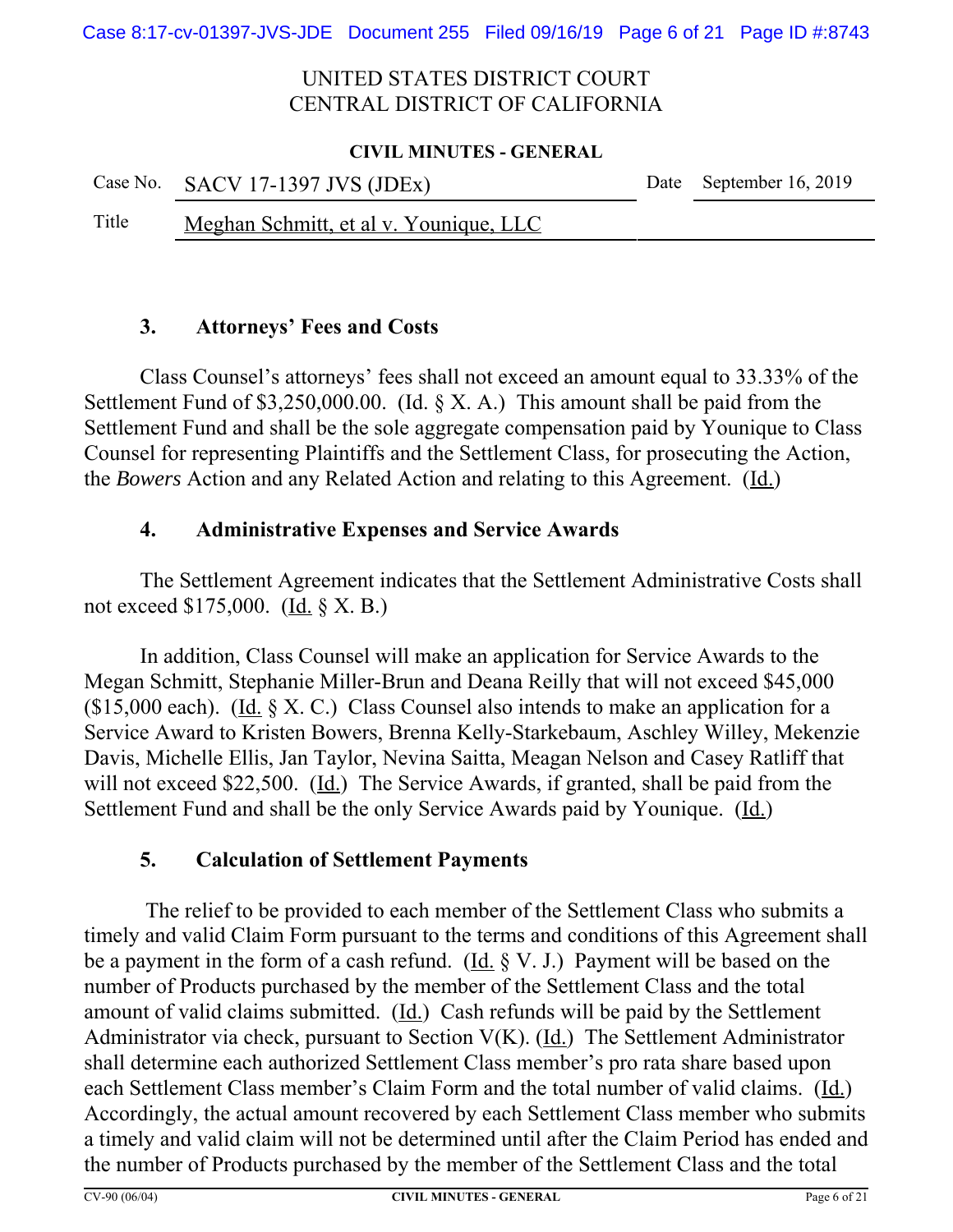UNITED STATES DISTRICT COURT
CENTRAL DISTRICT OF CALIFORNIA

**CIVIL MINUTES - GENERAL**

| Case No. | SACV 17-1397 JVS (JDEx) | Date | September 16, 2019 |
|---|---|---|---|
| Title | Meghan Schmitt, et al v. Younique, LLC | | |

### 3. Attorneys' Fees and Costs

Class Counsel's attorneys' fees shall not exceed an amount equal to 33.33% of the Settlement Fund of $3,250,000.00. (Id. § X. A.) This amount shall be paid from the Settlement Fund and shall be the sole aggregate compensation paid by Younique to Class Counsel for representing Plaintiffs and the Settlement Class, for prosecuting the Action, the *Bowers* Action and any Related Action and relating to this Agreement. (Id.)

### 4. Administrative Expenses and Service Awards

The Settlement Agreement indicates that the Settlement Administrative Costs shall not exceed $175,000. (Id. § X. B.)

In addition, Class Counsel will make an application for Service Awards to the Megan Schmitt, Stephanie Miller-Brun and Deana Reilly that will not exceed $45,000 ($15,000 each). (Id. § X. C.) Class Counsel also intends to make an application for a Service Award to Kristen Bowers, Brenna Kelly-Starkebaum, Aschley Willey, Mekenzie Davis, Michelle Ellis, Jan Taylor, Nevina Saitta, Meagan Nelson and Casey Ratliff that will not exceed $22,500. (Id.) The Service Awards, if granted, shall be paid from the Settlement Fund and shall be the only Service Awards paid by Younique. (Id.)

### 5. Calculation of Settlement Payments

The relief to be provided to each member of the Settlement Class who submits a timely and valid Claim Form pursuant to the terms and conditions of this Agreement shall be a payment in the form of a cash refund. (Id. § V. J.) Payment will be based on the number of Products purchased by the member of the Settlement Class and the total amount of valid claims submitted. (Id.) Cash refunds will be paid by the Settlement Administrator via check, pursuant to Section V(K). (Id.) The Settlement Administrator shall determine each authorized Settlement Class member's pro rata share based upon each Settlement Class member's Claim Form and the total number of valid claims. (Id.) Accordingly, the actual amount recovered by each Settlement Class member who submits a timely and valid claim will not be determined until after the Claim Period has ended and the number of Products purchased by the member of the Settlement Class and the total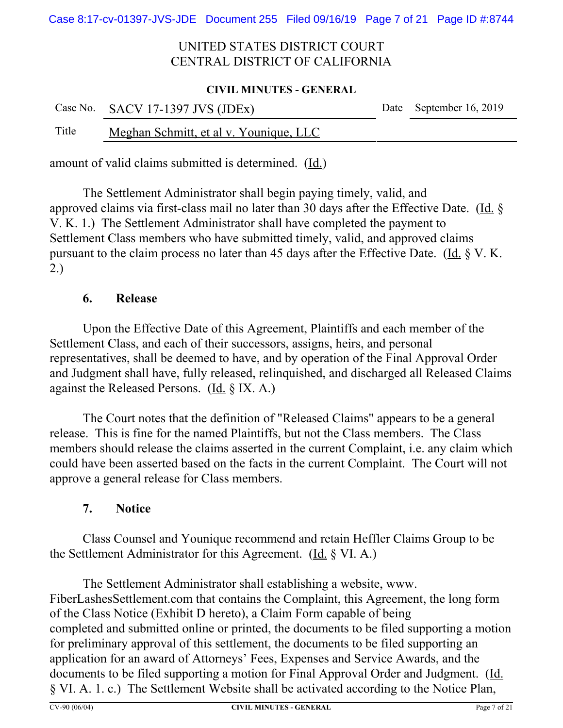amount of valid claims submitted is determined. (Id.)

The Settlement Administrator shall begin paying timely, valid, and approved claims via first-class mail no later than 30 days after the Effective Date. (Id. § V. K. 1.) The Settlement Administrator shall have completed the payment to Settlement Class members who have submitted timely, valid, and approved claims pursuant to the claim process no later than 45 days after the Effective Date. (Id. § V. K. 2.)

### 6. Release

Upon the Effective Date of this Agreement, Plaintiffs and each member of the Settlement Class, and each of their successors, assigns, heirs, and personal representatives, shall be deemed to have, and by operation of the Final Approval Order and Judgment shall have, fully released, relinquished, and discharged all Released Claims against the Released Persons. (Id. § IX. A.)

The Court notes that the definition of "Released Claims" appears to be a general release. This is fine for the named Plaintiffs, but not the Class members. The Class members should release the claims asserted in the current Complaint, i.e. any claim which could have been asserted based on the facts in the current Complaint. The Court will not approve a general release for Class members.

### 7. Notice

Class Counsel and Younique recommend and retain Heffler Claims Group to be the Settlement Administrator for this Agreement. (Id. § VI. A.)

The Settlement Administrator shall establishing a website, www. FiberLashesSettlement.com that contains the Complaint, this Agreement, the long form of the Class Notice (Exhibit D hereto), a Claim Form capable of being completed and submitted online or printed, the documents to be filed supporting a motion for preliminary approval of this settlement, the documents to be filed supporting an application for an award of Attorneys' Fees, Expenses and Service Awards, and the documents to be filed supporting a motion for Final Approval Order and Judgment. (Id. § VI. A. 1. c.) The Settlement Website shall be activated according to the Notice Plan,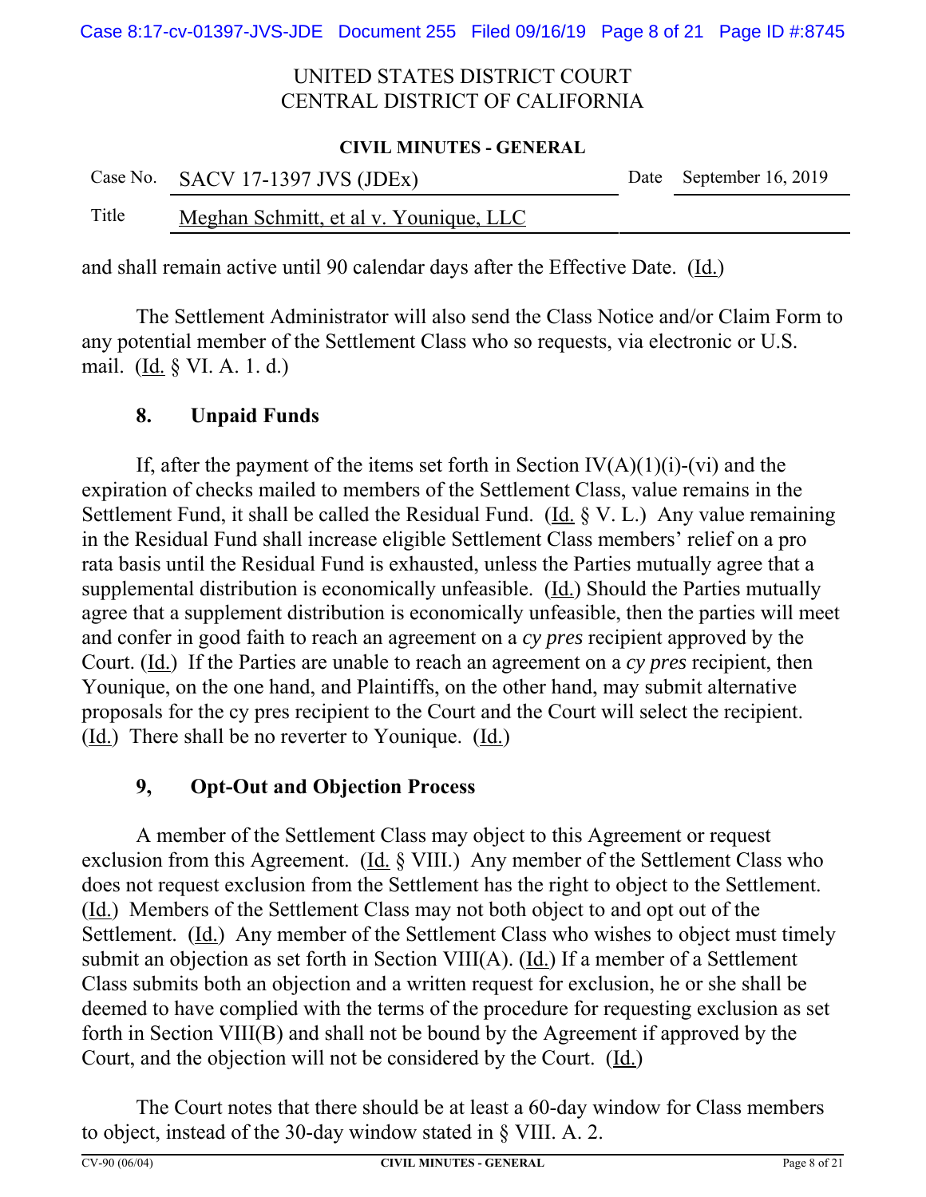and shall remain active until 90 calendar days after the Effective Date. (Id.)

The Settlement Administrator will also send the Class Notice and/or Claim Form to any potential member of the Settlement Class who so requests, via electronic or U.S. mail. (Id. § VI. A. 1. d.)

### 8. Unpaid Funds

If, after the payment of the items set forth in Section IV(A)(1)(i)-(vi) and the expiration of checks mailed to members of the Settlement Class, value remains in the Settlement Fund, it shall be called the Residual Fund. (Id. § V. L.) Any value remaining in the Residual Fund shall increase eligible Settlement Class members' relief on a pro rata basis until the Residual Fund is exhausted, unless the Parties mutually agree that a supplemental distribution is economically unfeasible. (Id.) Should the Parties mutually agree that a supplement distribution is economically unfeasible, then the parties will meet and confer in good faith to reach an agreement on a *cy pres* recipient approved by the Court. (Id.) If the Parties are unable to reach an agreement on a *cy pres* recipient, then Younique, on the one hand, and Plaintiffs, on the other hand, may submit alternative proposals for the cy pres recipient to the Court and the Court will select the recipient. (Id.) There shall be no reverter to Younique. (Id.)

### 9, Opt-Out and Objection Process

A member of the Settlement Class may object to this Agreement or request exclusion from this Agreement. (Id. § VIII.) Any member of the Settlement Class who does not request exclusion from the Settlement has the right to object to the Settlement. (Id.) Members of the Settlement Class may not both object to and opt out of the Settlement. (Id.) Any member of the Settlement Class who wishes to object must timely submit an objection as set forth in Section VIII(A). (Id.) If a member of a Settlement Class submits both an objection and a written request for exclusion, he or she shall be deemed to have complied with the terms of the procedure for requesting exclusion as set forth in Section VIII(B) and shall not be bound by the Agreement if approved by the Court, and the objection will not be considered by the Court. (Id.)

The Court notes that there should be at least a 60-day window for Class members to object, instead of the 30-day window stated in § VIII. A. 2.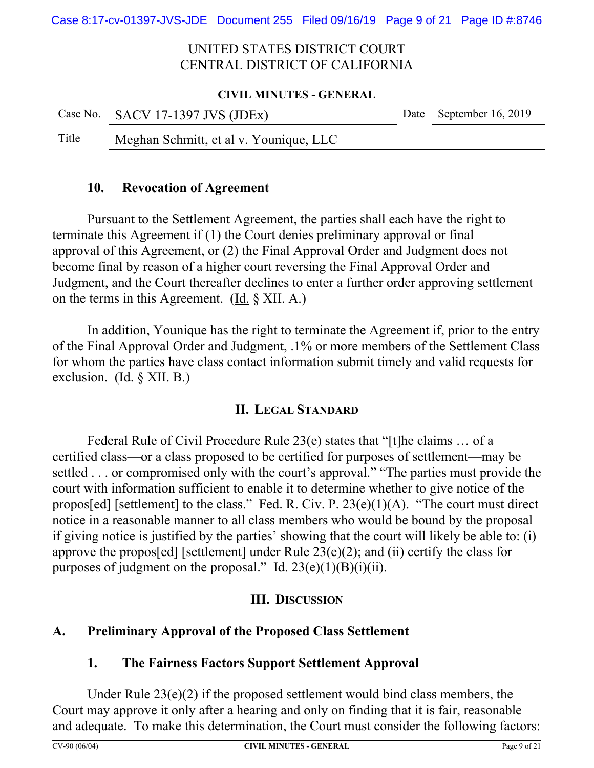UNITED STATES DISTRICT COURT
CENTRAL DISTRICT OF CALIFORNIA

**CIVIL MINUTES - GENERAL**

| Case No. | SACV 17-1397 JVS (JDEx) | Date | September 16, 2019 |
|---|---|---|---|
| Title | Meghan Schmitt, et al v. Younique, LLC | | |

### 10. Revocation of Agreement

Pursuant to the Settlement Agreement, the parties shall each have the right to terminate this Agreement if (1) the Court denies preliminary approval or final approval of this Agreement, or (2) the Final Approval Order and Judgment does not become final by reason of a higher court reversing the Final Approval Order and Judgment, and the Court thereafter declines to enter a further order approving settlement on the terms in this Agreement. (Id. § XII. A.)

In addition, Younique has the right to terminate the Agreement if, prior to the entry of the Final Approval Order and Judgment, .1% or more members of the Settlement Class for whom the parties have class contact information submit timely and valid requests for exclusion. (Id. § XII. B.)

## II. Legal Standard

Federal Rule of Civil Procedure Rule 23(e) states that "[t]he claims … of a certified class—or a class proposed to be certified for purposes of settlement—may be settled . . . or compromised only with the court's approval." "The parties must provide the court with information sufficient to enable it to determine whether to give notice of the propos[ed] [settlement] to the class." Fed. R. Civ. P. 23(e)(1)(A). "The court must direct notice in a reasonable manner to all class members who would be bound by the proposal if giving notice is justified by the parties' showing that the court will likely be able to: (i) approve the propos[ed] [settlement] under Rule 23(e)(2); and (ii) certify the class for purposes of judgment on the proposal." Id. 23(e)(1)(B)(i)(ii).

## III. Discussion

### A. Preliminary Approval of the Proposed Class Settlement

### 1. The Fairness Factors Support Settlement Approval

Under Rule 23(e)(2) if the proposed settlement would bind class members, the Court may approve it only after a hearing and only on finding that it is fair, reasonable and adequate. To make this determination, the Court must consider the following factors: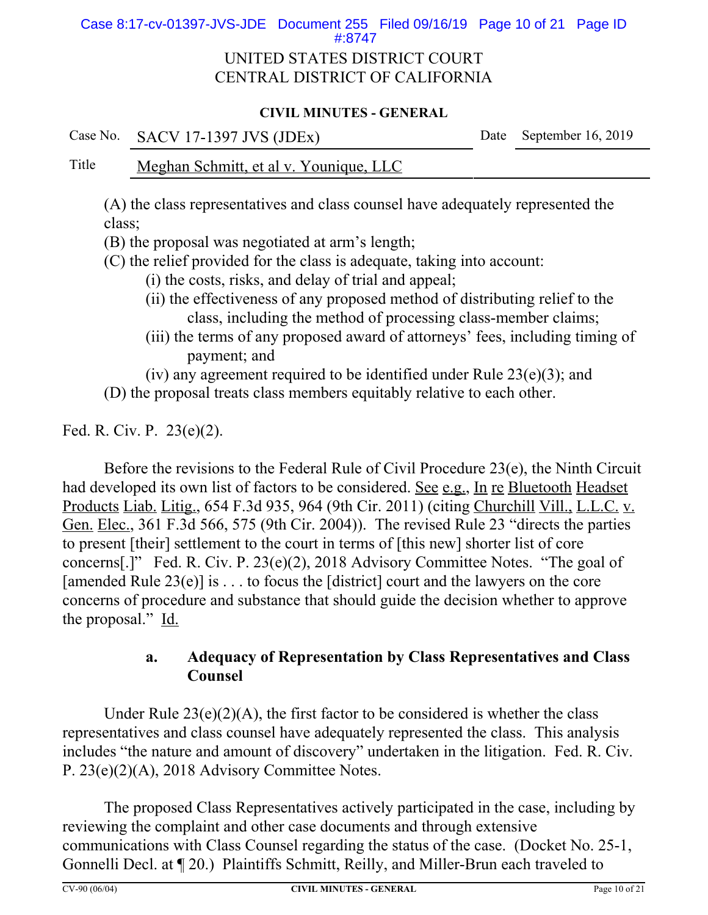(A) the class representatives and class counsel have adequately represented the class;
(B) the proposal was negotiated at arm's length;
(C) the relief provided for the class is adequate, taking into account:
  (i) the costs, risks, and delay of trial and appeal;
  (ii) the effectiveness of any proposed method of distributing relief to the class, including the method of processing class-member claims;
  (iii) the terms of any proposed award of attorneys' fees, including timing of payment; and
  (iv) any agreement required to be identified under Rule 23(e)(3); and
(D) the proposal treats class members equitably relative to each other.

Fed. R. Civ. P. 23(e)(2).

Before the revisions to the Federal Rule of Civil Procedure 23(e), the Ninth Circuit had developed its own list of factors to be considered. See e.g., In re Bluetooth Headset Products Liab. Litig., 654 F.3d 935, 964 (9th Cir. 2011) (citing Churchill Vill., L.L.C. v. Gen. Elec., 361 F.3d 566, 575 (9th Cir. 2004)). The revised Rule 23 "directs the parties to present [their] settlement to the court in terms of [this new] shorter list of core concerns[.]" Fed. R. Civ. P. 23(e)(2), 2018 Advisory Committee Notes. "The goal of [amended Rule 23(e)] is . . . to focus the [district] court and the lawyers on the core concerns of procedure and substance that should guide the decision whether to approve the proposal." Id.

**a. Adequacy of Representation by Class Representatives and Class Counsel**

Under Rule 23(e)(2)(A), the first factor to be considered is whether the class representatives and class counsel have adequately represented the class. This analysis includes "the nature and amount of discovery" undertaken in the litigation. Fed. R. Civ. P. 23(e)(2)(A), 2018 Advisory Committee Notes.

The proposed Class Representatives actively participated in the case, including by reviewing the complaint and other case documents and through extensive communications with Class Counsel regarding the status of the case. (Docket No. 25-1, Gonnelli Decl. at ¶ 20.) Plaintiffs Schmitt, Reilly, and Miller-Brun each traveled to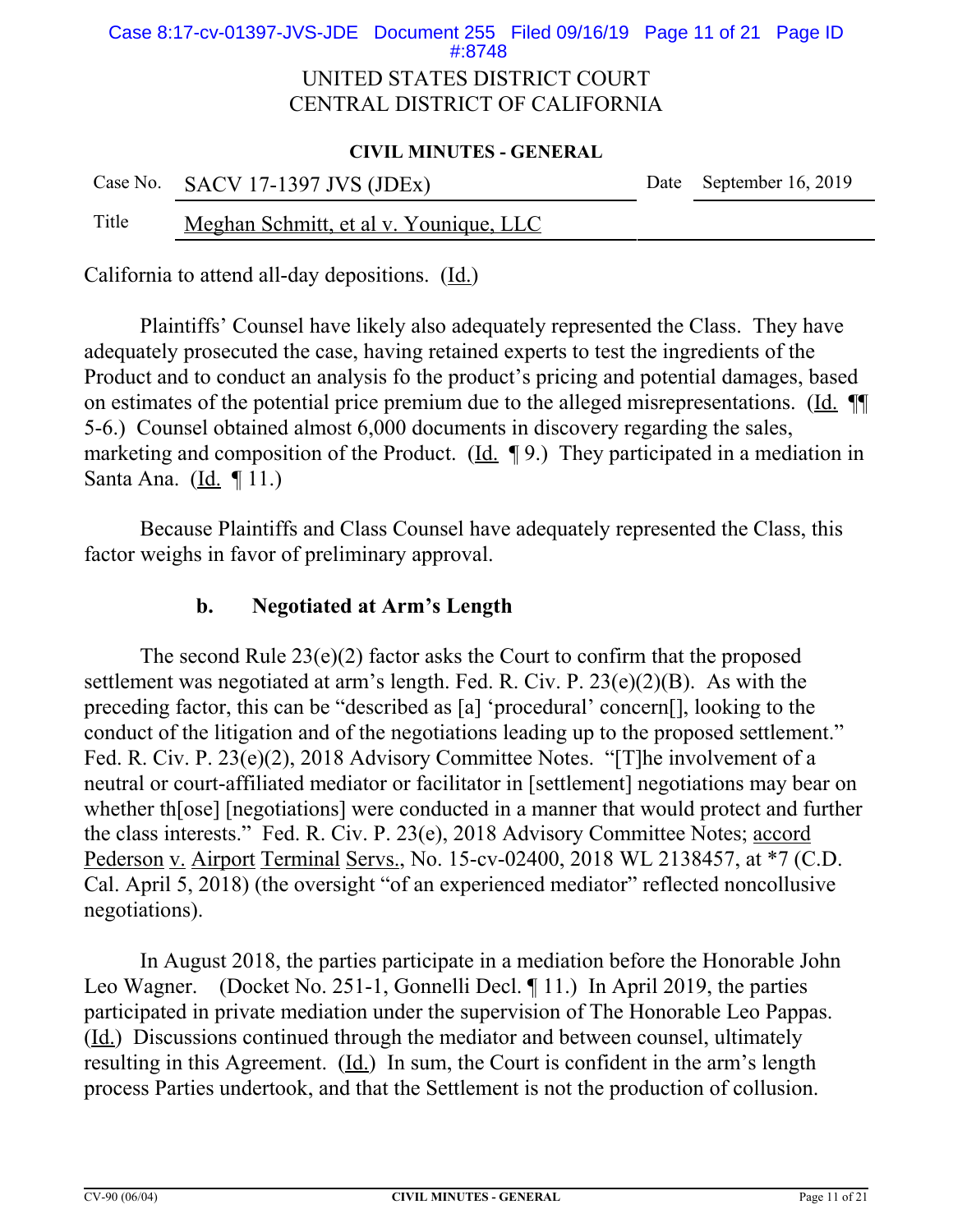California to attend all-day depositions. (Id.)

Plaintiffs' Counsel have likely also adequately represented the Class. They have adequately prosecuted the case, having retained experts to test the ingredients of the Product and to conduct an analysis fo the product's pricing and potential damages, based on estimates of the potential price premium due to the alleged misrepresentations. (Id. ¶¶ 5-6.) Counsel obtained almost 6,000 documents in discovery regarding the sales, marketing and composition of the Product. (Id. ¶ 9.) They participated in a mediation in Santa Ana. (Id. ¶ 11.)

Because Plaintiffs and Class Counsel have adequately represented the Class, this factor weighs in favor of preliminary approval.

### b. Negotiated at Arm's Length

The second Rule 23(e)(2) factor asks the Court to confirm that the proposed settlement was negotiated at arm's length. Fed. R. Civ. P. 23(e)(2)(B). As with the preceding factor, this can be "described as [a] 'procedural' concern[], looking to the conduct of the litigation and of the negotiations leading up to the proposed settlement." Fed. R. Civ. P. 23(e)(2), 2018 Advisory Committee Notes. "[T]he involvement of a neutral or court-affiliated mediator or facilitator in [settlement] negotiations may bear on whether th[ose] [negotiations] were conducted in a manner that would protect and further the class interests." Fed. R. Civ. P. 23(e), 2018 Advisory Committee Notes; accord Pederson v. Airport Terminal Servs., No. 15-cv-02400, 2018 WL 2138457, at *7 (C.D. Cal. April 5, 2018) (the oversight "of an experienced mediator" reflected noncollusive negotiations).

In August 2018, the parties participate in a mediation before the Honorable John Leo Wagner. (Docket No. 251-1, Gonnelli Decl. ¶ 11.) In April 2019, the parties participated in private mediation under the supervision of The Honorable Leo Pappas. (Id.) Discussions continued through the mediator and between counsel, ultimately resulting in this Agreement. (Id.) In sum, the Court is confident in the arm's length process Parties undertook, and that the Settlement is not the production of collusion.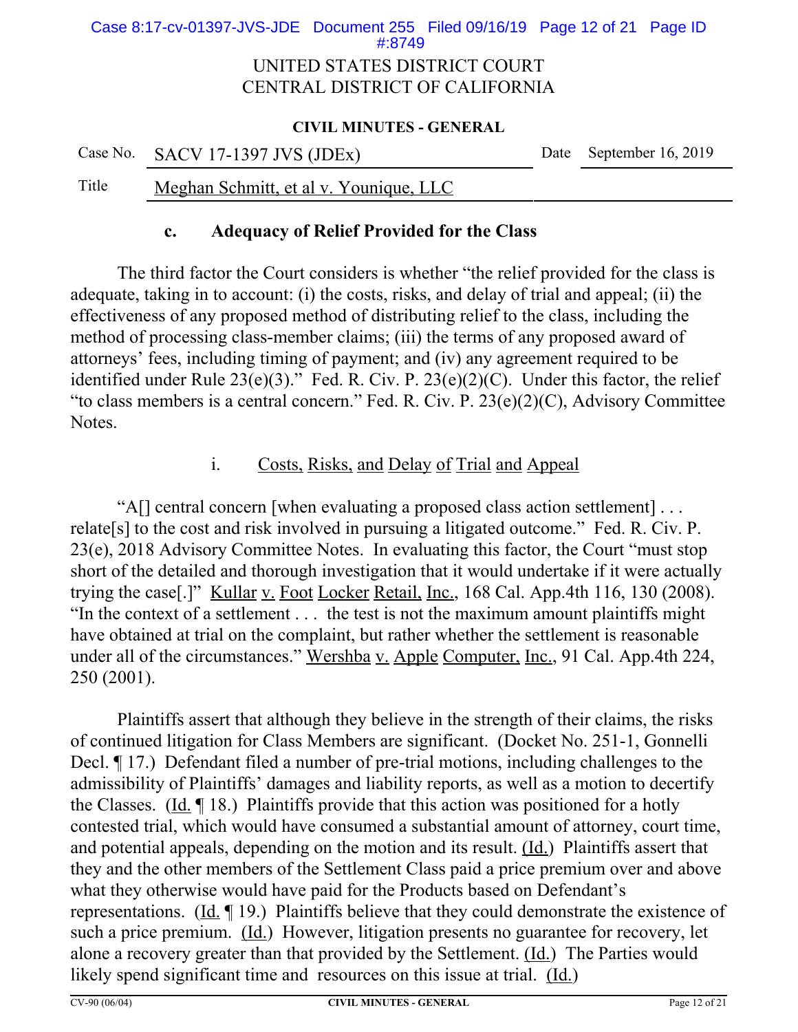UNITED STATES DISTRICT COURT
CENTRAL DISTRICT OF CALIFORNIA

**CIVIL MINUTES - GENERAL**

| Case No. | SACV 17-1397 JVS (JDEx) | Date | September 16, 2019 |
|---|---|---|---|
| Title | Meghan Schmitt, et al v. Younique, LLC | | |

### c. Adequacy of Relief Provided for the Class

The third factor the Court considers is whether "the relief provided for the class is adequate, taking in to account: (i) the costs, risks, and delay of trial and appeal; (ii) the effectiveness of any proposed method of distributing relief to the class, including the method of processing class-member claims; (iii) the terms of any proposed award of attorneys' fees, including timing of payment; and (iv) any agreement required to be identified under Rule 23(e)(3)." Fed. R. Civ. P. 23(e)(2)(C). Under this factor, the relief "to class members is a central concern." Fed. R. Civ. P. 23(e)(2)(C), Advisory Committee Notes.

#### i. Costs, Risks, and Delay of Trial and Appeal

"A[] central concern [when evaluating a proposed class action settlement] . . . relate[s] to the cost and risk involved in pursuing a litigated outcome." Fed. R. Civ. P. 23(e), 2018 Advisory Committee Notes. In evaluating this factor, the Court "must stop short of the detailed and thorough investigation that it would undertake if it were actually trying the case[.]" Kullar v. Foot Locker Retail, Inc., 168 Cal. App.4th 116, 130 (2008). "In the context of a settlement . . . the test is not the maximum amount plaintiffs might have obtained at trial on the complaint, but rather whether the settlement is reasonable under all of the circumstances." Wershba v. Apple Computer, Inc., 91 Cal. App.4th 224, 250 (2001).

Plaintiffs assert that although they believe in the strength of their claims, the risks of continued litigation for Class Members are significant. (Docket No. 251-1, Gonnelli Decl. ¶ 17.) Defendant filed a number of pre-trial motions, including challenges to the admissibility of Plaintiffs' damages and liability reports, as well as a motion to decertify the Classes. (Id. ¶ 18.) Plaintiffs provide that this action was positioned for a hotly contested trial, which would have consumed a substantial amount of attorney, court time, and potential appeals, depending on the motion and its result. (Id.) Plaintiffs assert that they and the other members of the Settlement Class paid a price premium over and above what they otherwise would have paid for the Products based on Defendant's representations. (Id. ¶ 19.) Plaintiffs believe that they could demonstrate the existence of such a price premium. (Id.) However, litigation presents no guarantee for recovery, let alone a recovery greater than that provided by the Settlement. (Id.) The Parties would likely spend significant time and resources on this issue at trial. (Id.)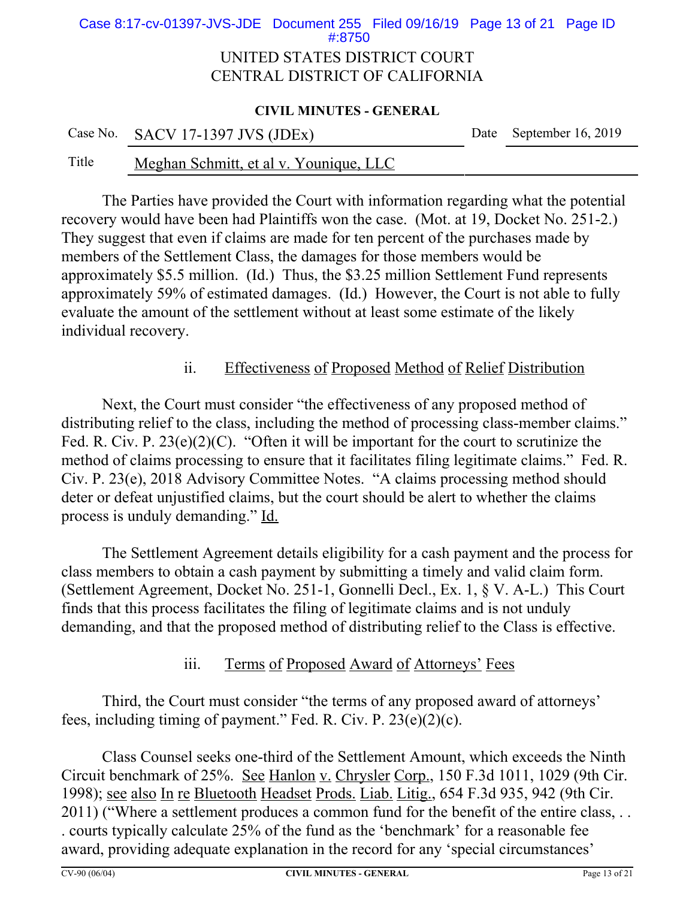The Parties have provided the Court with information regarding what the potential recovery would have been had Plaintiffs won the case. (Mot. at 19, Docket No. 251-2.) They suggest that even if claims are made for ten percent of the purchases made by members of the Settlement Class, the damages for those members would be approximately $5.5 million. (Id.) Thus, the $3.25 million Settlement Fund represents approximately 59% of estimated damages. (Id.) However, the Court is not able to fully evaluate the amount of the settlement without at least some estimate of the likely individual recovery.

### ii. Effectiveness of Proposed Method of Relief Distribution

Next, the Court must consider "the effectiveness of any proposed method of distributing relief to the class, including the method of processing class-member claims." Fed. R. Civ. P. 23(e)(2)(C). "Often it will be important for the court to scrutinize the method of claims processing to ensure that it facilitates filing legitimate claims." Fed. R. Civ. P. 23(e), 2018 Advisory Committee Notes. "A claims processing method should deter or defeat unjustified claims, but the court should be alert to whether the claims process is unduly demanding." Id.

The Settlement Agreement details eligibility for a cash payment and the process for class members to obtain a cash payment by submitting a timely and valid claim form. (Settlement Agreement, Docket No. 251-1, Gonnelli Decl., Ex. 1, § V. A-L.) This Court finds that this process facilitates the filing of legitimate claims and is not unduly demanding, and that the proposed method of distributing relief to the Class is effective.

### iii. Terms of Proposed Award of Attorneys' Fees

Third, the Court must consider "the terms of any proposed award of attorneys' fees, including timing of payment." Fed. R. Civ. P. 23(e)(2)(c).

Class Counsel seeks one-third of the Settlement Amount, which exceeds the Ninth Circuit benchmark of 25%. See Hanlon v. Chrysler Corp., 150 F.3d 1011, 1029 (9th Cir. 1998); see also In re Bluetooth Headset Prods. Liab. Litig., 654 F.3d 935, 942 (9th Cir. 2011) ("Where a settlement produces a common fund for the benefit of the entire class, . . . courts typically calculate 25% of the fund as the 'benchmark' for a reasonable fee award, providing adequate explanation in the record for any 'special circumstances'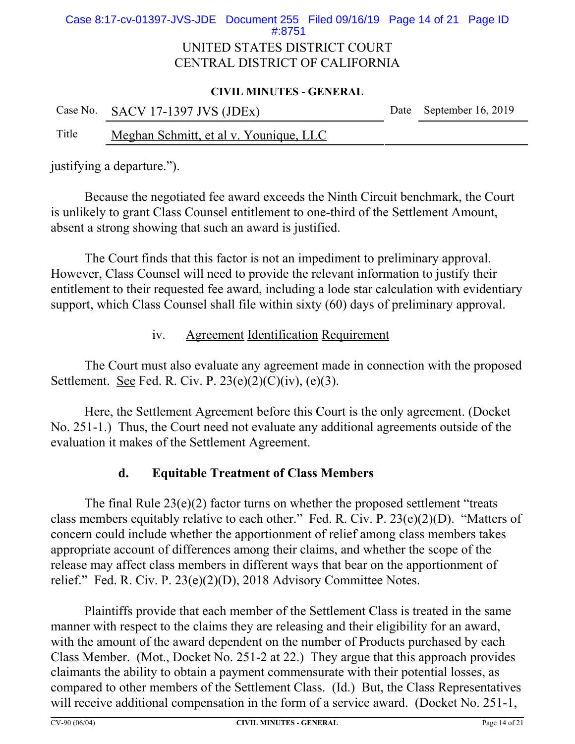justifying a departure.").

Because the negotiated fee award exceeds the Ninth Circuit benchmark, the Court is unlikely to grant Class Counsel entitlement to one-third of the Settlement Amount, absent a strong showing that such an award is justified.

The Court finds that this factor is not an impediment to preliminary approval. However, Class Counsel will need to provide the relevant information to justify their entitlement to their requested fee award, including a lode star calculation with evidentiary support, which Class Counsel shall file within sixty (60) days of preliminary approval.

iv. Agreement Identification Requirement

The Court must also evaluate any agreement made in connection with the proposed Settlement. See Fed. R. Civ. P. 23(e)(2)(C)(iv), (e)(3).

Here, the Settlement Agreement before this Court is the only agreement. (Docket No. 251-1.) Thus, the Court need not evaluate any additional agreements outside of the evaluation it makes of the Settlement Agreement.

**d. Equitable Treatment of Class Members**

The final Rule 23(e)(2) factor turns on whether the proposed settlement "treats class members equitably relative to each other." Fed. R. Civ. P. 23(e)(2)(D). "Matters of concern could include whether the apportionment of relief among class members takes appropriate account of differences among their claims, and whether the scope of the release may affect class members in different ways that bear on the apportionment of relief." Fed. R. Civ. P. 23(e)(2)(D), 2018 Advisory Committee Notes.

Plaintiffs provide that each member of the Settlement Class is treated in the same manner with respect to the claims they are releasing and their eligibility for an award, with the amount of the award dependent on the number of Products purchased by each Class Member. (Mot., Docket No. 251-2 at 22.) They argue that this approach provides claimants the ability to obtain a payment commensurate with their potential losses, as compared to other members of the Settlement Class. (Id.) But, the Class Representatives will receive additional compensation in the form of a service award. (Docket No. 251-1,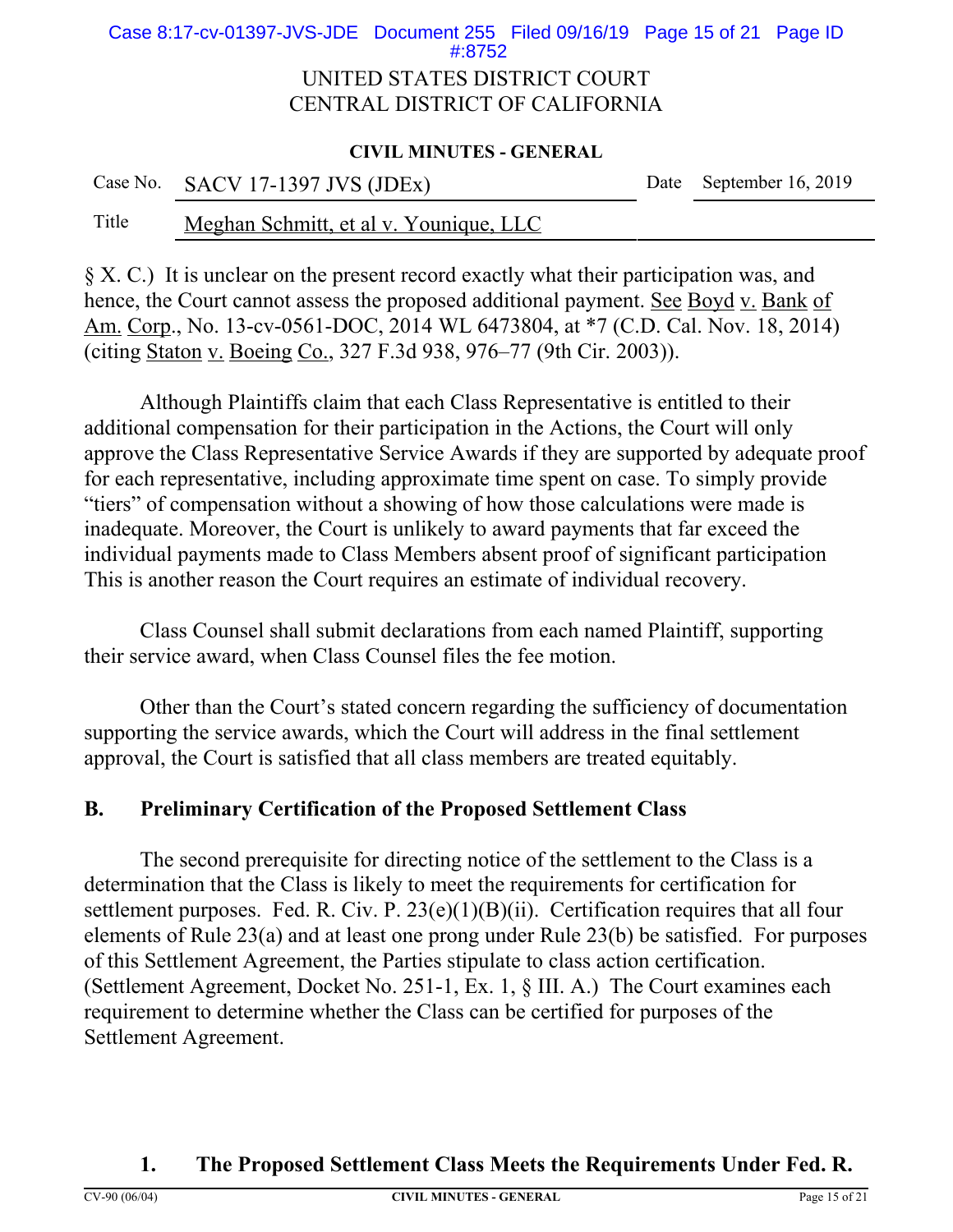§ X. C.) It is unclear on the present record exactly what their participation was, and hence, the Court cannot assess the proposed additional payment. See Boyd v. Bank of Am. Corp., No. 13-cv-0561-DOC, 2014 WL 6473804, at *7 (C.D. Cal. Nov. 18, 2014) (citing Staton v. Boeing Co., 327 F.3d 938, 976–77 (9th Cir. 2003)).

Although Plaintiffs claim that each Class Representative is entitled to their additional compensation for their participation in the Actions, the Court will only approve the Class Representative Service Awards if they are supported by adequate proof for each representative, including approximate time spent on case. To simply provide "tiers" of compensation without a showing of how those calculations were made is inadequate. Moreover, the Court is unlikely to award payments that far exceed the individual payments made to Class Members absent proof of significant participation This is another reason the Court requires an estimate of individual recovery.

Class Counsel shall submit declarations from each named Plaintiff, supporting their service award, when Class Counsel files the fee motion.

Other than the Court's stated concern regarding the sufficiency of documentation supporting the service awards, which the Court will address in the final settlement approval, the Court is satisfied that all class members are treated equitably.

## B. Preliminary Certification of the Proposed Settlement Class

The second prerequisite for directing notice of the settlement to the Class is a determination that the Class is likely to meet the requirements for certification for settlement purposes. Fed. R. Civ. P. 23(e)(1)(B)(ii). Certification requires that all four elements of Rule 23(a) and at least one prong under Rule 23(b) be satisfied. For purposes of this Settlement Agreement, the Parties stipulate to class action certification. (Settlement Agreement, Docket No. 251-1, Ex. 1, § III. A.) The Court examines each requirement to determine whether the Class can be certified for purposes of the Settlement Agreement.

### 1. The Proposed Settlement Class Meets the Requirements Under Fed. R.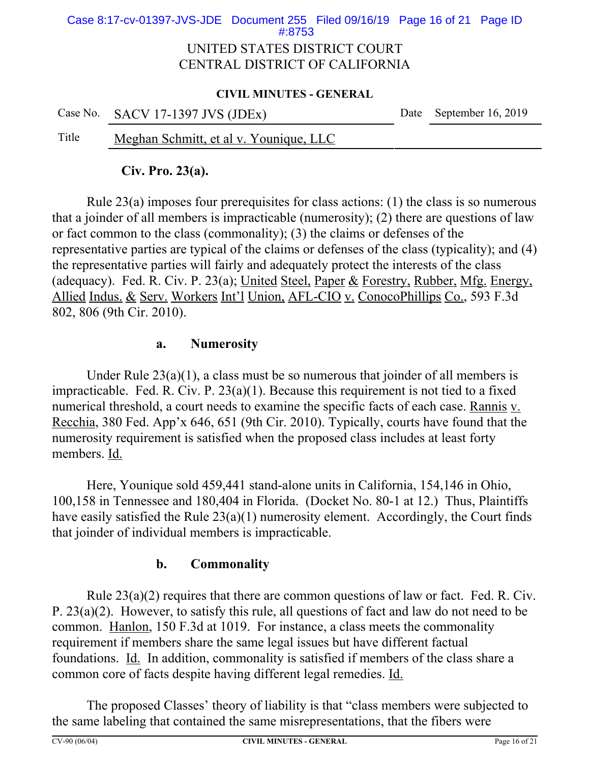**Civ. Pro. 23(a).**

Rule 23(a) imposes four prerequisites for class actions: (1) the class is so numerous that a joinder of all members is impracticable (numerosity); (2) there are questions of law or fact common to the class (commonality); (3) the claims or defenses of the representative parties are typical of the claims or defenses of the class (typicality); and (4) the representative parties will fairly and adequately protect the interests of the class (adequacy). Fed. R. Civ. P. 23(a); United Steel, Paper & Forestry, Rubber, Mfg. Energy, Allied Indus. & Serv. Workers Int'l Union, AFL-CIO v. ConocoPhillips Co., 593 F.3d 802, 806 (9th Cir. 2010).

### a. Numerosity

Under Rule 23(a)(1), a class must be so numerous that joinder of all members is impracticable. Fed. R. Civ. P. 23(a)(1). Because this requirement is not tied to a fixed numerical threshold, a court needs to examine the specific facts of each case. Rannis v. Recchia, 380 Fed. App'x 646, 651 (9th Cir. 2010). Typically, courts have found that the numerosity requirement is satisfied when the proposed class includes at least forty members. Id.

Here, Younique sold 459,441 stand-alone units in California, 154,146 in Ohio, 100,158 in Tennessee and 180,404 in Florida. (Docket No. 80-1 at 12.) Thus, Plaintiffs have easily satisfied the Rule 23(a)(1) numerosity element. Accordingly, the Court finds that joinder of individual members is impracticable.

### b. Commonality

Rule 23(a)(2) requires that there are common questions of law or fact. Fed. R. Civ. P. 23(a)(2). However, to satisfy this rule, all questions of fact and law do not need to be common. Hanlon, 150 F.3d at 1019. For instance, a class meets the commonality requirement if members share the same legal issues but have different factual foundations. Id. In addition, commonality is satisfied if members of the class share a common core of facts despite having different legal remedies. Id.

The proposed Classes' theory of liability is that "class members were subjected to the same labeling that contained the same misrepresentations, that the fibers were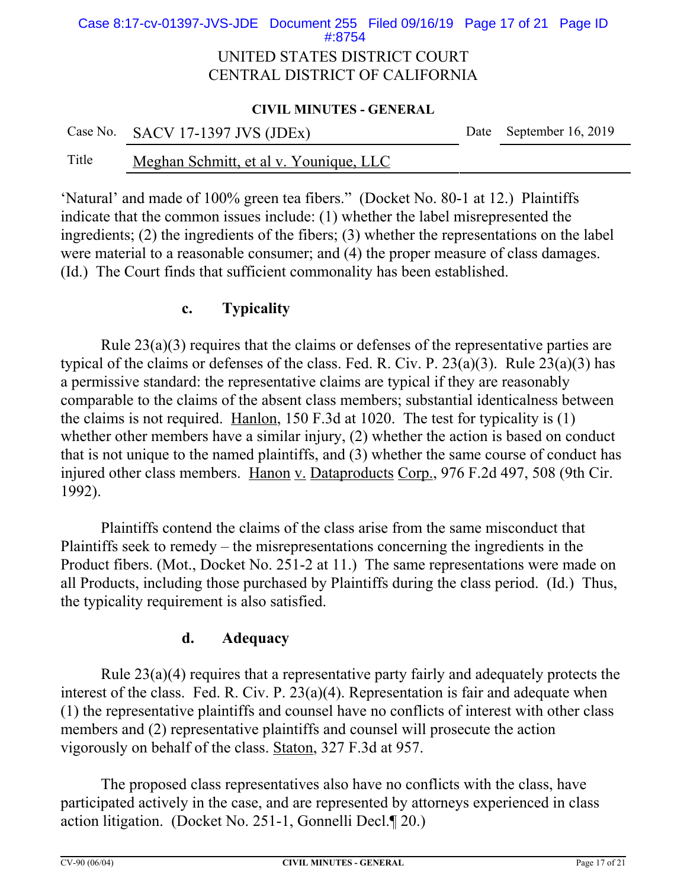'Natural' and made of 100% green tea fibers." (Docket No. 80-1 at 12.) Plaintiffs indicate that the common issues include: (1) whether the label misrepresented the ingredients; (2) the ingredients of the fibers; (3) whether the representations on the label were material to a reasonable consumer; and (4) the proper measure of class damages. (Id.) The Court finds that sufficient commonality has been established.

### c. Typicality

Rule 23(a)(3) requires that the claims or defenses of the representative parties are typical of the claims or defenses of the class. Fed. R. Civ. P. 23(a)(3). Rule 23(a)(3) has a permissive standard: the representative claims are typical if they are reasonably comparable to the claims of the absent class members; substantial identicalness between the claims is not required. Hanlon, 150 F.3d at 1020. The test for typicality is (1) whether other members have a similar injury, (2) whether the action is based on conduct that is not unique to the named plaintiffs, and (3) whether the same course of conduct has injured other class members. Hanon v. Dataproducts Corp., 976 F.2d 497, 508 (9th Cir. 1992).

Plaintiffs contend the claims of the class arise from the same misconduct that Plaintiffs seek to remedy – the misrepresentations concerning the ingredients in the Product fibers. (Mot., Docket No. 251-2 at 11.) The same representations were made on all Products, including those purchased by Plaintiffs during the class period. (Id.) Thus, the typicality requirement is also satisfied.

### d. Adequacy

Rule 23(a)(4) requires that a representative party fairly and adequately protects the interest of the class. Fed. R. Civ. P. 23(a)(4). Representation is fair and adequate when (1) the representative plaintiffs and counsel have no conflicts of interest with other class members and (2) representative plaintiffs and counsel will prosecute the action vigorously on behalf of the class. Staton, 327 F.3d at 957.

The proposed class representatives also have no conflicts with the class, have participated actively in the case, and are represented by attorneys experienced in class action litigation. (Docket No. 251-1, Gonnelli Decl.¶ 20.)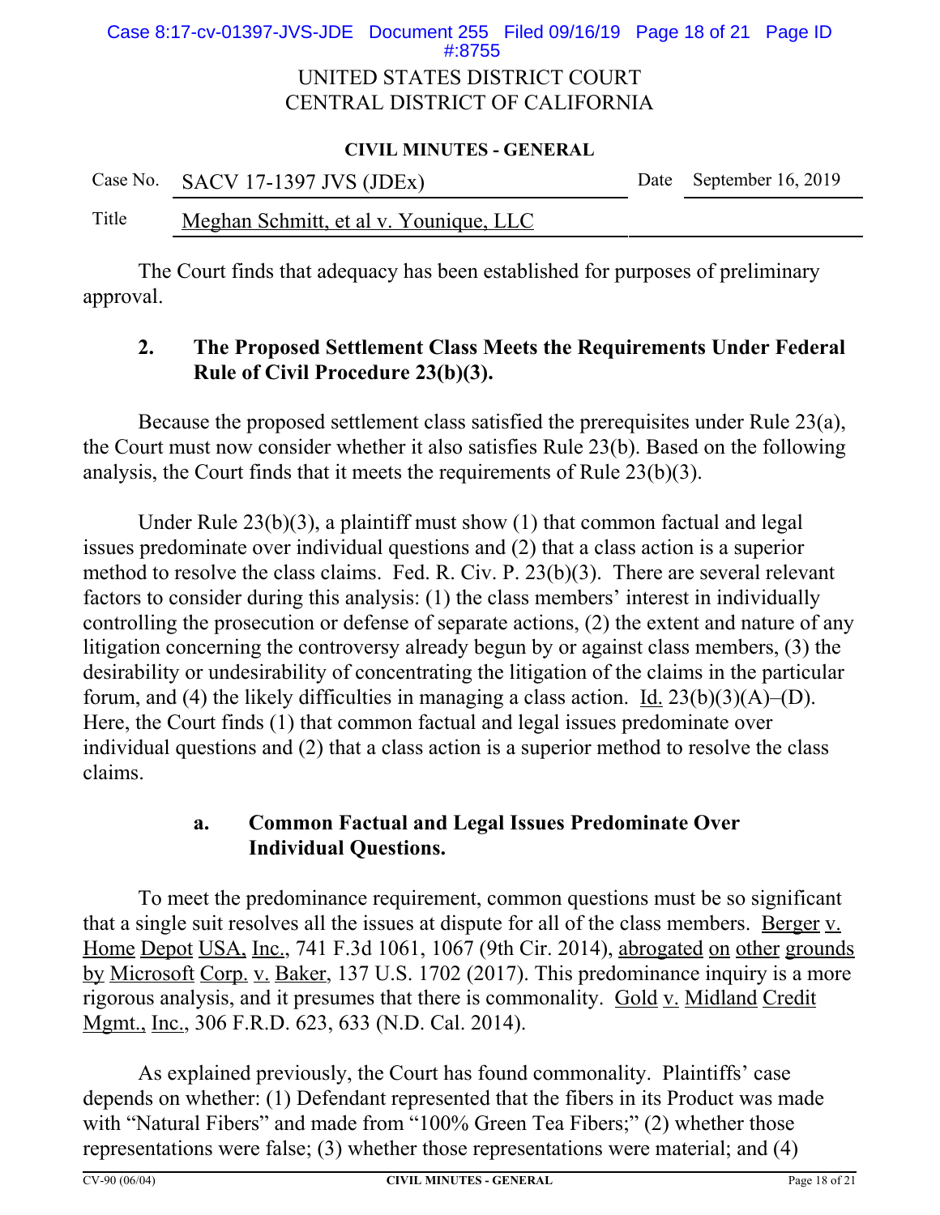The Court finds that adequacy has been established for purposes of preliminary approval.

### 2. The Proposed Settlement Class Meets the Requirements Under Federal Rule of Civil Procedure 23(b)(3).

Because the proposed settlement class satisfied the prerequisites under Rule 23(a), the Court must now consider whether it also satisfies Rule 23(b). Based on the following analysis, the Court finds that it meets the requirements of Rule 23(b)(3).

Under Rule 23(b)(3), a plaintiff must show (1) that common factual and legal issues predominate over individual questions and (2) that a class action is a superior method to resolve the class claims. Fed. R. Civ. P. 23(b)(3). There are several relevant factors to consider during this analysis: (1) the class members' interest in individually controlling the prosecution or defense of separate actions, (2) the extent and nature of any litigation concerning the controversy already begun by or against class members, (3) the desirability or undesirability of concentrating the litigation of the claims in the particular forum, and (4) the likely difficulties in managing a class action. Id. 23(b)(3)(A)–(D). Here, the Court finds (1) that common factual and legal issues predominate over individual questions and (2) that a class action is a superior method to resolve the class claims.

#### a. Common Factual and Legal Issues Predominate Over Individual Questions.

To meet the predominance requirement, common questions must be so significant that a single suit resolves all the issues at dispute for all of the class members. Berger v. Home Depot USA, Inc., 741 F.3d 1061, 1067 (9th Cir. 2014), abrogated on other grounds by Microsoft Corp. v. Baker, 137 U.S. 1702 (2017). This predominance inquiry is a more rigorous analysis, and it presumes that there is commonality. Gold v. Midland Credit Mgmt., Inc., 306 F.R.D. 623, 633 (N.D. Cal. 2014).

As explained previously, the Court has found commonality. Plaintiffs' case depends on whether: (1) Defendant represented that the fibers in its Product was made with "Natural Fibers" and made from "100% Green Tea Fibers;" (2) whether those representations were false; (3) whether those representations were material; and (4)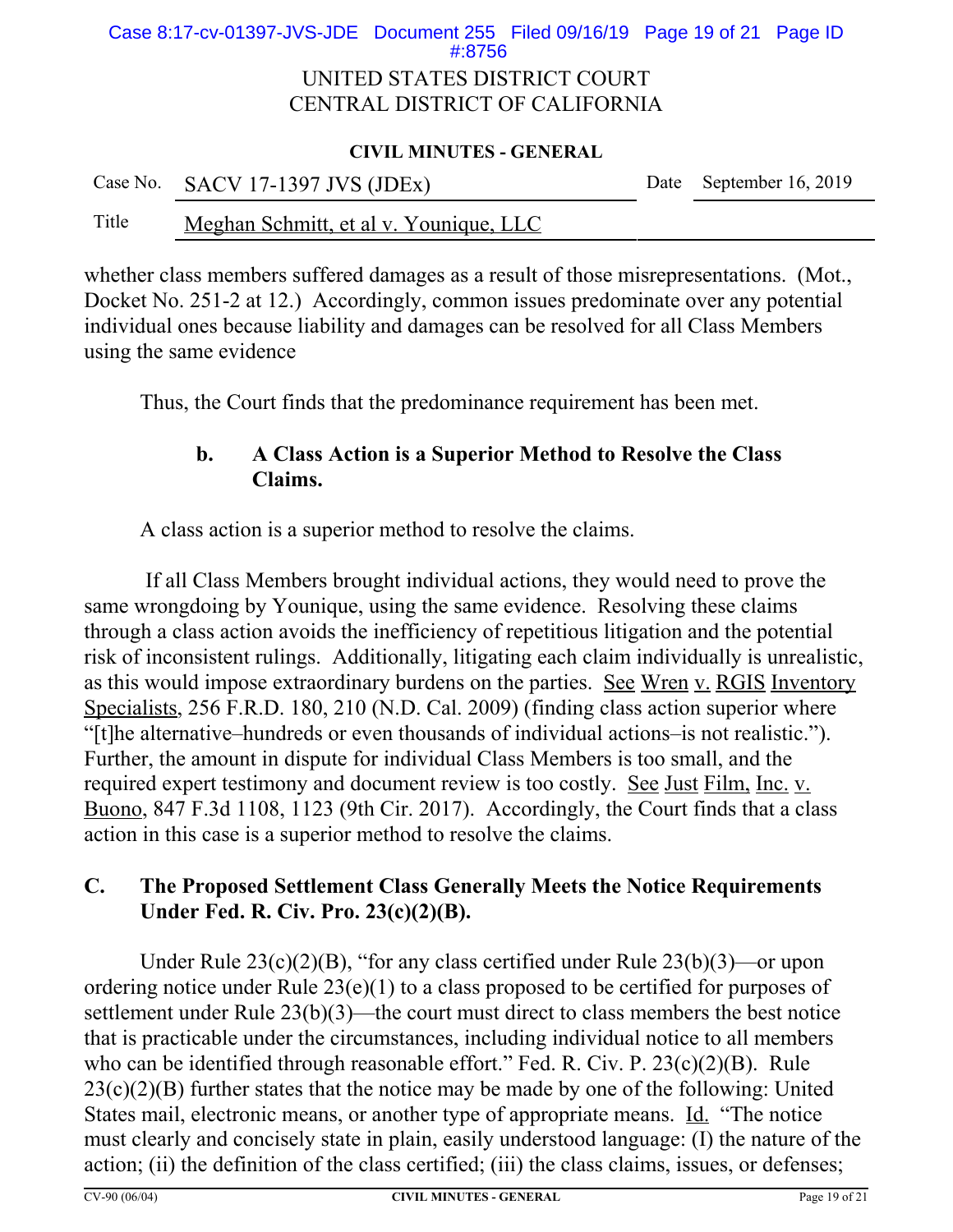whether class members suffered damages as a result of those misrepresentations. (Mot., Docket No. 251-2 at 12.) Accordingly, common issues predominate over any potential individual ones because liability and damages can be resolved for all Class Members using the same evidence

Thus, the Court finds that the predominance requirement has been met.

### b. A Class Action is a Superior Method to Resolve the Class Claims.

A class action is a superior method to resolve the claims.

If all Class Members brought individual actions, they would need to prove the same wrongdoing by Younique, using the same evidence. Resolving these claims through a class action avoids the inefficiency of repetitious litigation and the potential risk of inconsistent rulings. Additionally, litigating each claim individually is unrealistic, as this would impose extraordinary burdens on the parties. See Wren v. RGIS Inventory Specialists, 256 F.R.D. 180, 210 (N.D. Cal. 2009) (finding class action superior where "[t]he alternative–hundreds or even thousands of individual actions–is not realistic."). Further, the amount in dispute for individual Class Members is too small, and the required expert testimony and document review is too costly. See Just Film, Inc. v. Buono, 847 F.3d 1108, 1123 (9th Cir. 2017). Accordingly, the Court finds that a class action in this case is a superior method to resolve the claims.

## C. The Proposed Settlement Class Generally Meets the Notice Requirements Under Fed. R. Civ. Pro. 23(c)(2)(B).

Under Rule 23(c)(2)(B), "for any class certified under Rule 23(b)(3)—or upon ordering notice under Rule 23(e)(1) to a class proposed to be certified for purposes of settlement under Rule 23(b)(3)—the court must direct to class members the best notice that is practicable under the circumstances, including individual notice to all members who can be identified through reasonable effort." Fed. R. Civ. P. 23(c)(2)(B). Rule 23(c)(2)(B) further states that the notice may be made by one of the following: United States mail, electronic means, or another type of appropriate means. Id. "The notice must clearly and concisely state in plain, easily understood language: (I) the nature of the action; (ii) the definition of the class certified; (iii) the class claims, issues, or defenses;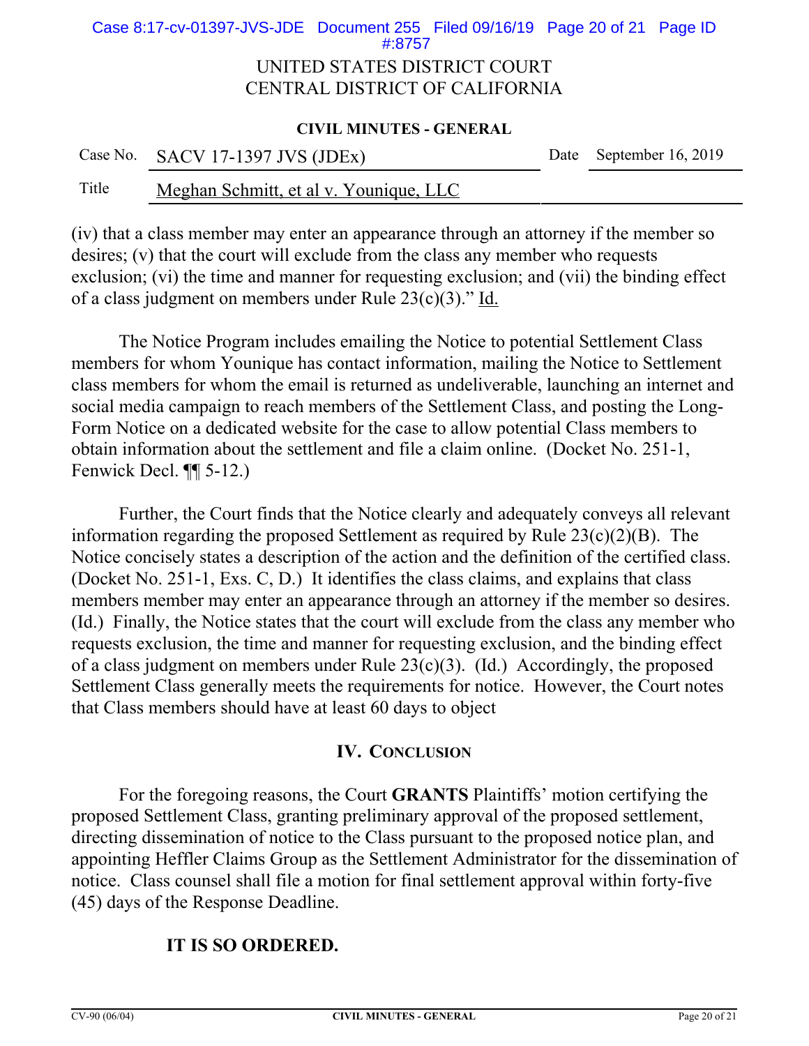(iv) that a class member may enter an appearance through an attorney if the member so desires; (v) that the court will exclude from the class any member who requests exclusion; (vi) the time and manner for requesting exclusion; and (vii) the binding effect of a class judgment on members under Rule 23(c)(3)." Id.

The Notice Program includes emailing the Notice to potential Settlement Class members for whom Younique has contact information, mailing the Notice to Settlement class members for whom the email is returned as undeliverable, launching an internet and social media campaign to reach members of the Settlement Class, and posting the Long-Form Notice on a dedicated website for the case to allow potential Class members to obtain information about the settlement and file a claim online. (Docket No. 251-1, Fenwick Decl. ¶¶ 5-12.)

Further, the Court finds that the Notice clearly and adequately conveys all relevant information regarding the proposed Settlement as required by Rule 23(c)(2)(B). The Notice concisely states a description of the action and the definition of the certified class. (Docket No. 251-1, Exs. C, D.) It identifies the class claims, and explains that class members member may enter an appearance through an attorney if the member so desires. (Id.) Finally, the Notice states that the court will exclude from the class any member who requests exclusion, the time and manner for requesting exclusion, and the binding effect of a class judgment on members under Rule 23(c)(3). (Id.) Accordingly, the proposed Settlement Class generally meets the requirements for notice. However, the Court notes that Class members should have at least 60 days to object

## IV. Conclusion

For the foregoing reasons, the Court **GRANTS** Plaintiffs' motion certifying the proposed Settlement Class, granting preliminary approval of the proposed settlement, directing dissemination of notice to the Class pursuant to the proposed notice plan, and appointing Heffler Claims Group as the Settlement Administrator for the dissemination of notice. Class counsel shall file a motion for final settlement approval within forty-five (45) days of the Response Deadline.

**IT IS SO ORDERED.**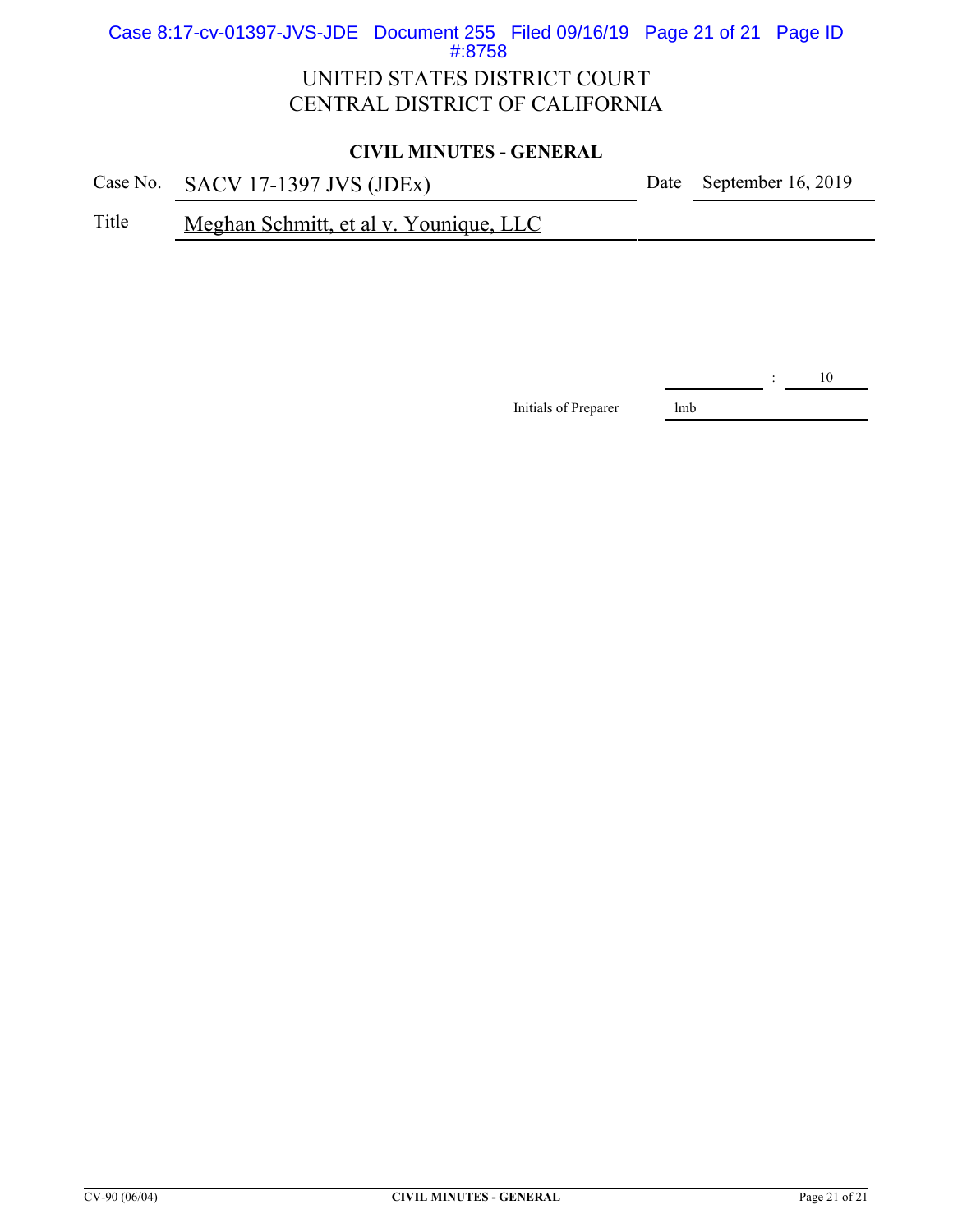UNITED STATES DISTRICT COURT
CENTRAL DISTRICT OF CALIFORNIA

**CIVIL MINUTES - GENERAL**

| | | | |
|---|---|---|---|
| Case No. | SACV 17-1397 JVS (JDEx) | Date | September 16, 2019 |
| Title | Meghan Schmitt, et al v. Younique, LLC | | |

: 10

Initials of Preparer lmb